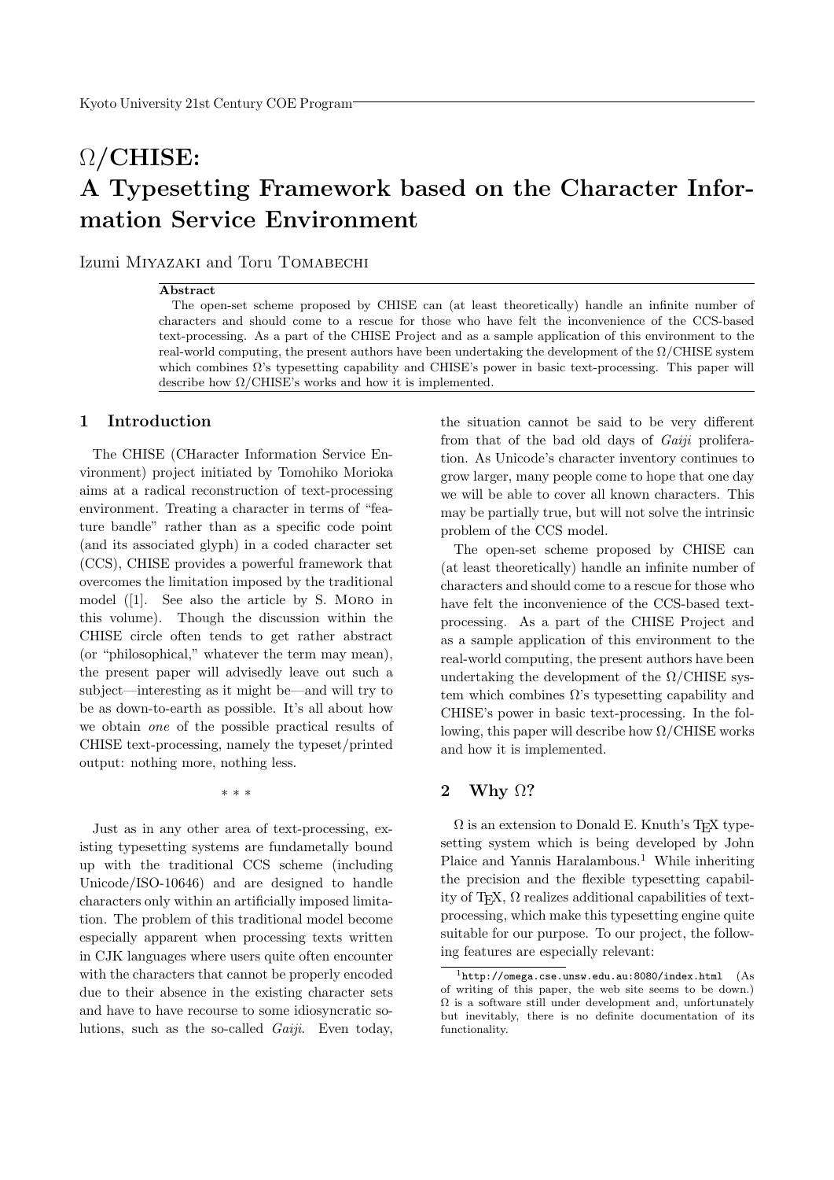# Ω/CHISE: A Typesetting Framework based on the Character Information Service Environment

Izumi Miyazaki and Toru Tomabechi

**Abstract**

The open-set scheme proposed by CHISE can (at least theoretically) handle an infinite number of characters and should come to a rescue for those who have felt the inconvenience of the CCS-based text-processing. As a part of the CHISE Project and as a sample application of this environment to the real-world computing, the present authors have been undertaking the development of the Ω/CHISE system which combines Ω's typesetting capability and CHISE's power in basic text-processing. This paper will describe how Ω/CHISE's works and how it is implemented.

## 1 Introduction

The CHISE (CHaracter Information Service Environment) project initiated by Tomohiko Morioka aims at a radical reconstruction of text-processing environment. Treating a character in terms of "feature bandle" rather than as a specific code point (and its associated glyph) in a coded character set (CCS), CHISE provides a powerful framework that overcomes the limitation imposed by the traditional model ([1]. See also the article by S. Moro in this volume). Though the discussion within the CHISE circle often tends to get rather abstract (or "philosophical," whatever the term may mean), the present paper will advisedly leave out such a subject—interesting as it might be—and will try to be as down-to-earth as possible. It's all about how we obtain *one* of the possible practical results of CHISE text-processing, namely the typeset/printed output: nothing more, nothing less.

\* \* \*

Just as in any other area of text-processing, existing typesetting systems are fundametally bound up with the traditional CCS scheme (including Unicode/ISO-10646) and are designed to handle characters only within an artificially imposed limitation. The problem of this traditional model become especially apparent when processing texts written in CJK languages where users quite often encounter with the characters that cannot be properly encoded due to their absence in the existing character sets and have to have recourse to some idiosyncratic solutions, such as the so-called *Gaiji*. Even today, the situation cannot be said to be very different from that of the bad old days of *Gaiji* proliferation. As Unicode's character inventory continues to grow larger, many people come to hope that one day we will be able to cover all known characters. This may be partially true, but will not solve the intrinsic problem of the CCS model.

The open-set scheme proposed by CHISE can (at least theoretically) handle an infinite number of characters and should come to a rescue for those who have felt the inconvenience of the CCS-based text-processing. As a part of the CHISE Project and as a sample application of this environment to the real-world computing, the present authors have been undertaking the development of the Ω/CHISE system which combines Ω's typesetting capability and CHISE's power in basic text-processing. In the following, this paper will describe how Ω/CHISE works and how it is implemented.

## 2 Why Ω?

Ω is an extension to Donald E. Knuth's TeX typesetting system which is being developed by John Plaice and Yannis Haralambous.[1] While inheriting the precision and the flexible typesetting capability of TeX, Ω realizes additional capabilities of text-processing, which make this typesetting engine quite suitable for our purpose. To our project, the following features are especially relevant:

[1] `http://omega.cse.unsw.edu.au:8080/index.html` (As of writing of this paper, the web site seems to be down.) Ω is a software still under development and, unfortunately but inevitably, there is no definite documentation of its functionality.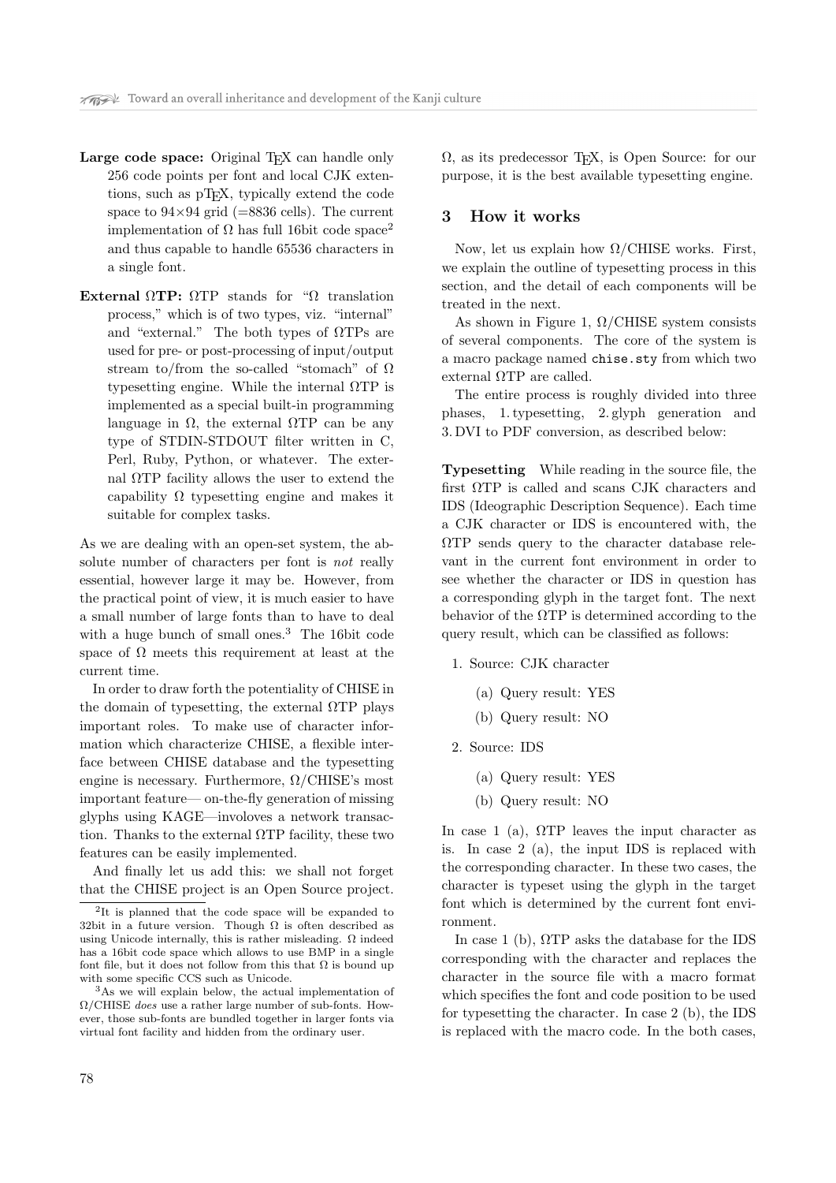**Large code space:** Original TeX can handle only 256 code points per font and local CJK extentions, such as pTeX, typically extend the code space to 94×94 grid (=8836 cells). The current implementation of Ω has full 16bit code space[2] and thus capable to handle 65536 characters in a single font.

**External ΩTP:** ΩTP stands for "Ω translation process," which is of two types, viz. "internal" and "external." The both types of ΩTPs are used for pre- or post-processing of input/output stream to/from the so-called "stomach" of Ω typesetting engine. While the internal ΩTP is implemented as a special built-in programming language in Ω, the external ΩTP can be any type of STDIN-STDOUT filter written in C, Perl, Ruby, Python, or whatever. The external ΩTP facility allows the user to extend the capability Ω typesetting engine and makes it suitable for complex tasks.

As we are dealing with an open-set system, the absolute number of characters per font is *not* really essential, however large it may be. However, from the practical point of view, it is much easier to have a small number of large fonts than to have to deal with a huge bunch of small ones.[3] The 16bit code space of Ω meets this requirement at least at the current time.

In order to draw forth the potentiality of CHISE in the domain of typesetting, the external ΩTP plays important roles. To make use of character information which characterize CHISE, a flexible interface between CHISE database and the typesetting engine is necessary. Furthermore, Ω/CHISE's most important feature— on-the-fly generation of missing glyphs using KAGE—involoves a network transaction. Thanks to the external ΩTP facility, these two features can be easily implemented.

And finally let us add this: we shall not forget that the CHISE project is an Open Source project. Ω, as its predecessor TeX, is Open Source: for our purpose, it is the best available typesetting engine.

## 3 How it works

Now, let us explain how Ω/CHISE works. First, we explain the outline of typesetting process in this section, and the detail of each components will be treated in the next.

As shown in Figure 1, Ω/CHISE system consists of several components. The core of the system is a macro package named `chise.sty` from which two external ΩTP are called.

The entire process is roughly divided into three phases, 1. typesetting, 2. glyph generation and 3. DVI to PDF conversion, as described below:

**Typesetting** While reading in the source file, the first ΩTP is called and scans CJK characters and IDS (Ideographic Description Sequence). Each time a CJK character or IDS is encountered with, the ΩTP sends query to the character database relevant in the current font environment in order to see whether the character or IDS in question has a corresponding glyph in the target font. The next behavior of the ΩTP is determined according to the query result, which can be classified as follows:

1. Source: CJK character
   (a) Query result: YES
   (b) Query result: NO
2. Source: IDS
   (a) Query result: YES
   (b) Query result: NO

In case 1 (a), ΩTP leaves the input character as is. In case 2 (a), the input IDS is replaced with the corresponding character. In these two cases, the character is typeset using the glyph in the target font which is determined by the current font environment.

In case 1 (b), ΩTP asks the database for the IDS corresponding with the character and replaces the character in the source file with a macro format which specifies the font and code position to be used for typesetting the character. In case 2 (b), the IDS is replaced with the macro code. In the both cases,

[2] It is planned that the code space will be expanded to 32bit in a future version. Though Ω is often described as using Unicode internally, this is rather misleading. Ω indeed has a 16bit code space which allows to use BMP in a single font file, but it does not follow from this that Ω is bound up with some specific CCS such as Unicode.

[3] As we will explain below, the actual implementation of Ω/CHISE *does* use a rather large number of sub-fonts. However, those sub-fonts are bundled together in larger fonts via virtual font facility and hidden from the ordinary user.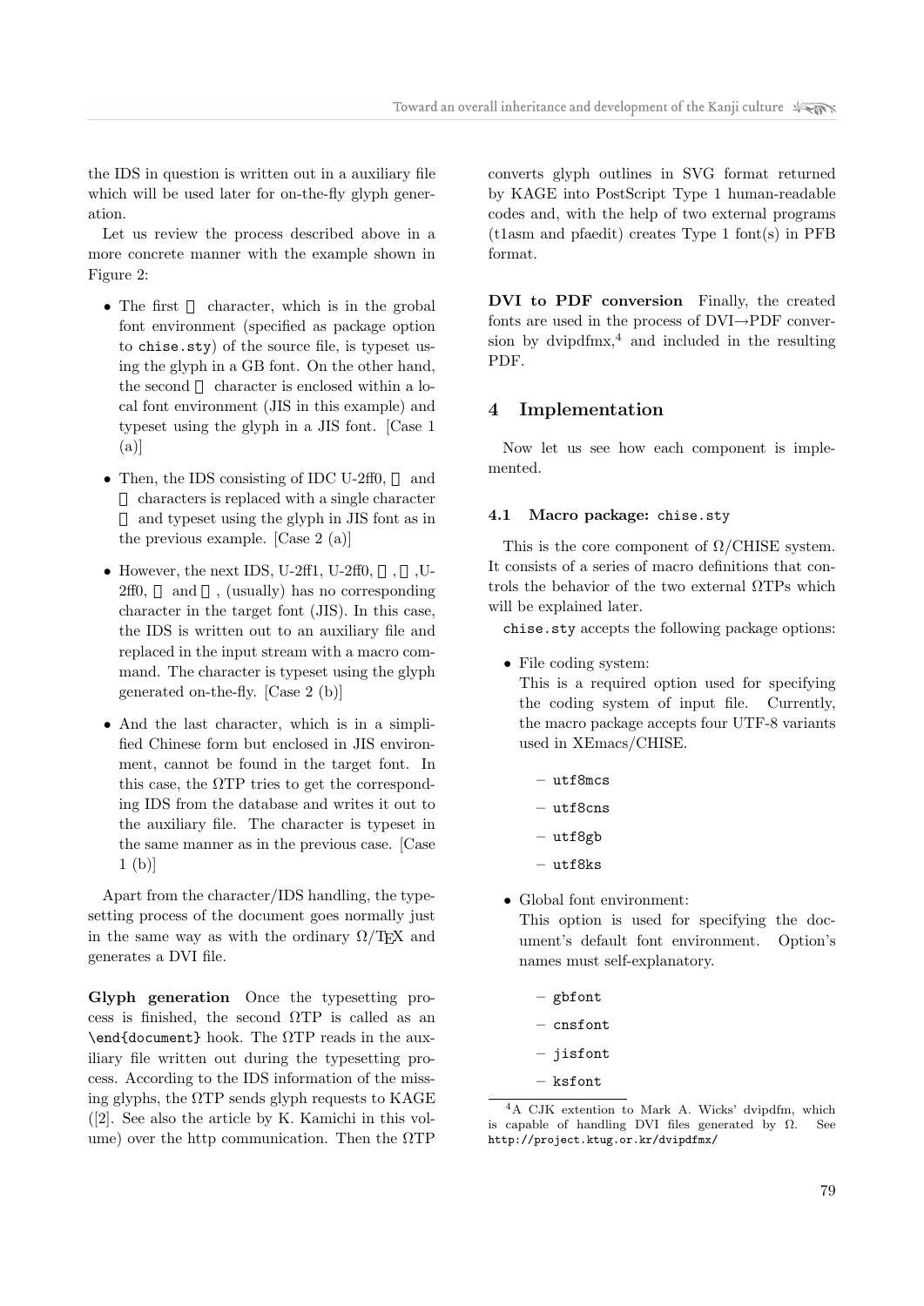the IDS in question is written out in a auxiliary file which will be used later for on-the-fly glyph generation.

Let us review the process described above in a more concrete manner with the example shown in Figure 2:

- The first 　 character, which is in the grobal font environment (specified as package option to `chise.sty`) of the source file, is typeset using the glyph in a GB font. On the other hand, the second 　 character is enclosed within a local font environment (JIS in this example) and typeset using the glyph in a JIS font. [Case 1 (a)]
- Then, the IDS consisting of IDC U-2ff0, 　 and 　 characters is replaced with a single character 　 and typeset using the glyph in JIS font as in the previous example. [Case 2 (a)]
- However, the next IDS, U-2ff1, U-2ff0, 　, 　 ,U-2ff0, 　 and 　, (usually) has no corresponding character in the target font (JIS). In this case, the IDS is written out to an auxiliary file and replaced in the input stream with a macro command. The character is typeset using the glyph generated on-the-fly. [Case 2 (b)]
- And the last character, which is in a simplified Chinese form but enclosed in JIS environment, cannot be found in the target font. In this case, the ΩTP tries to get the corresponding IDS from the database and writes it out to the auxiliary file. The character is typeset in the same manner as in the previous case. [Case 1 (b)]

Apart from the character/IDS handling, the typesetting process of the document goes normally just in the same way as with the ordinary Ω/TEX and generates a DVI file.

**Glyph generation** Once the typesetting process is finished, the second ΩTP is called as an `\end{document}` hook. The ΩTP reads in the auxiliary file written out during the typesetting process. According to the IDS information of the missing glyphs, the ΩTP sends glyph requests to KAGE ([2]. See also the article by K. Kamichi in this volume) over the http communication. Then the ΩTP converts glyph outlines in SVG format returned by KAGE into PostScript Type 1 human-readable codes and, with the help of two external programs (t1asm and pfaedit) creates Type 1 font(s) in PFB format.

**DVI to PDF conversion** Finally, the created fonts are used in the process of DVI→PDF conversion by dvipdfmx,[4] and included in the resulting PDF.

## 4 Implementation

Now let us see how each component is implemented.

### 4.1 Macro package: `chise.sty`

This is the core component of Ω/CHISE system. It consists of a series of macro definitions that controls the behavior of the two external ΩTPs which will be explained later.

`chise.sty` accepts the following package options:

- File coding system:
  This is a required option used for specifying the coding system of input file. Currently, the macro package accepts four UTF-8 variants used in XEmacs/CHISE.
  - `utf8mcs`
  - `utf8cns`
  - `utf8gb`
  - `utf8ks`
- Global font environment:
  This option is used for specifying the document's default font environment. Option's names must self-explanatory.
  - `gbfont`
  - `cnsfont`
  - `jisfont`
  - `ksfont`

[4] A CJK extention to Mark A. Wicks' dvipdfm, which is capable of handling DVI files generated by Ω. See `http://project.ktug.or.kr/dvipdfmx/`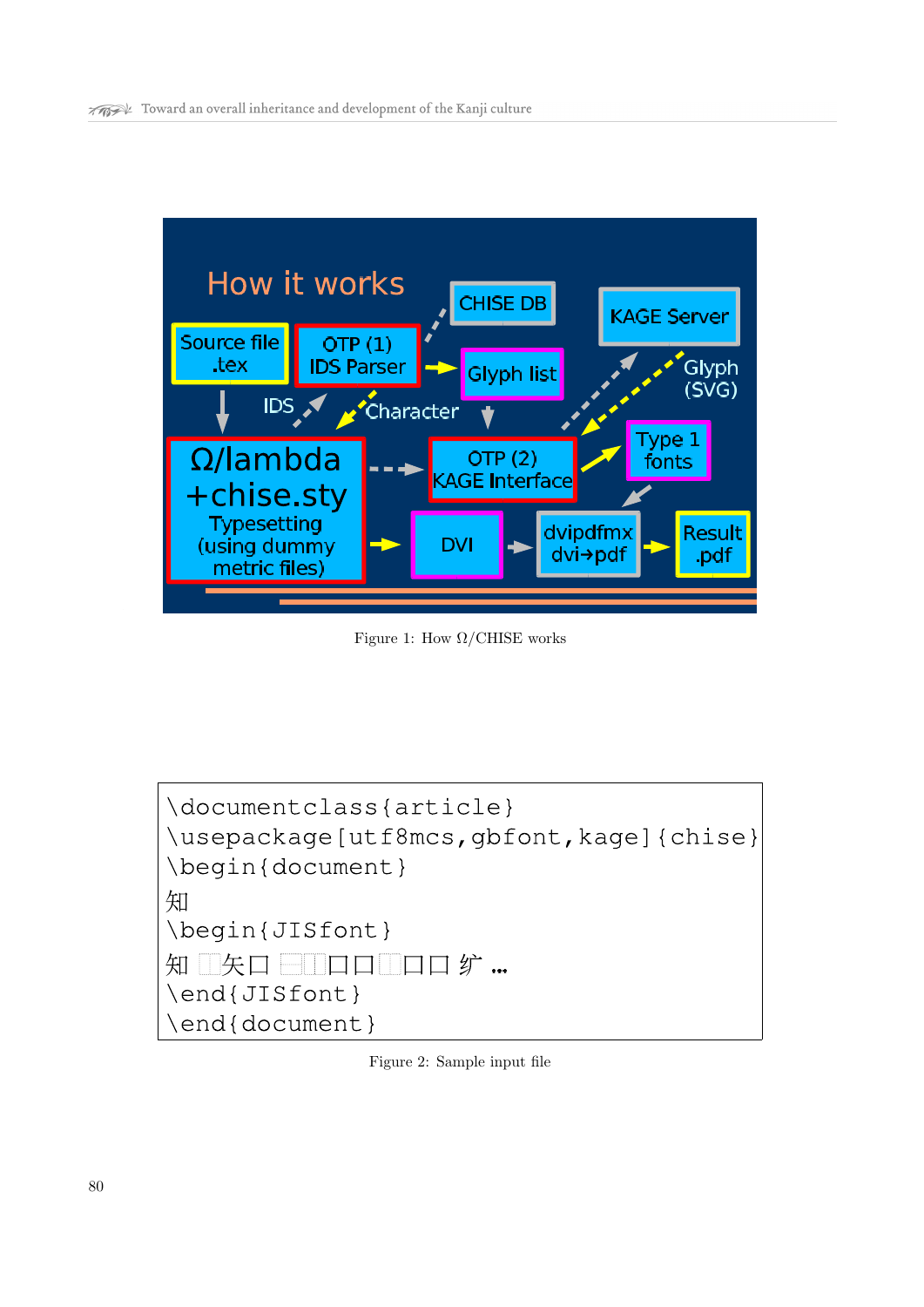Figure 1: How Ω/CHISE works

```
\documentclass{article}
\usepackage[utf8mcs,gbfont,kage]{chise}
\begin{document}
知
\begin{JISfont}
知 □矢口 □□口口□口口 纩 ...
\end{JISfont}
\end{document}
```

Figure 2: Sample input file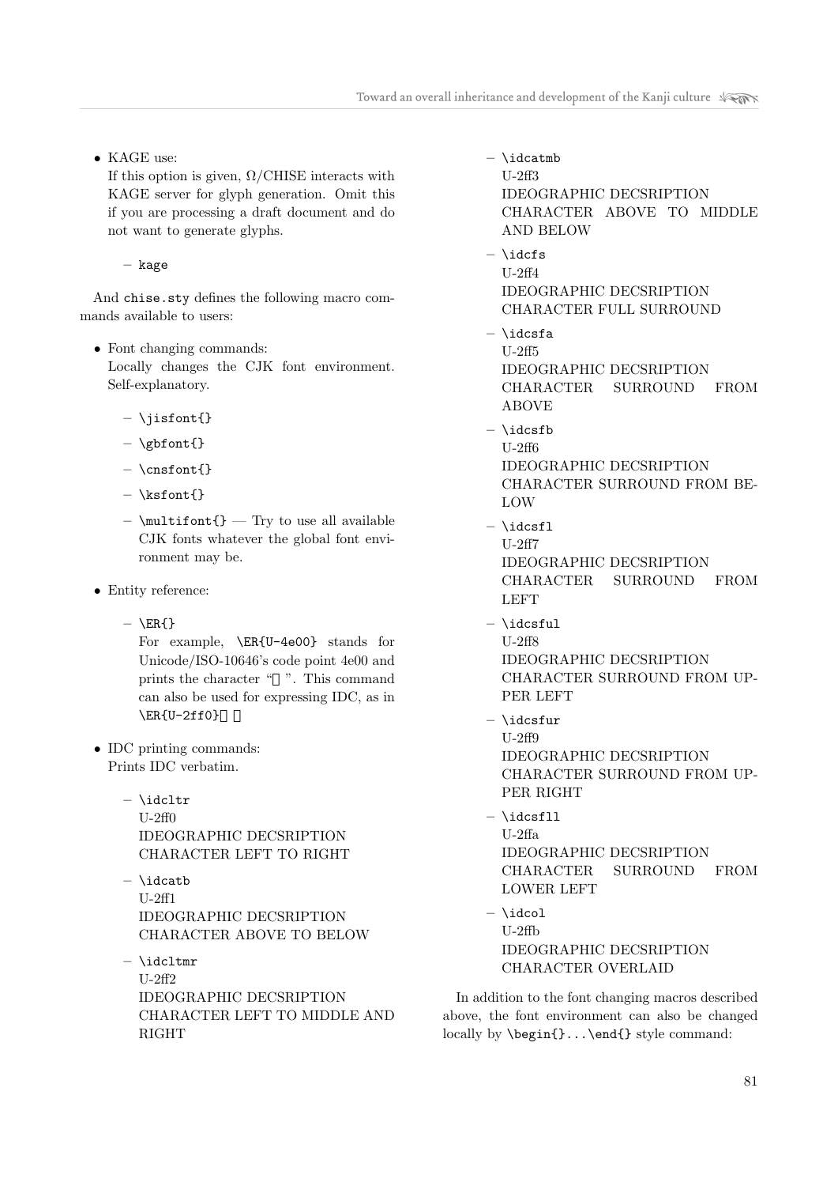- KAGE use:
  If this option is given, Ω/CHISE interacts with KAGE server for glyph generation. Omit this if you are processing a draft document and do not want to generate glyphs.

  – `kage`

And `chise.sty` defines the following macro commands available to users:

- Font changing commands:
  Locally changes the CJK font environment. Self-explanatory.

  – `\jisfont{}`

  – `\gbfont{}`

  – `\cnsfont{}`

  – `\ksfont{}`

  – `\multifont{}` — Try to use all available CJK fonts whatever the global font environment may be.

- Entity reference:

  – `\ER{}`
  For example, `\ER{U-4e00}` stands for Unicode/ISO-10646's code point 4e00 and prints the character "一". This command can also be used for expressing IDC, as in `\ER{U-2ff0}`⿰

- IDC printing commands:
  Prints IDC verbatim.

  – `\idcltr`
  U-2ff0
  IDEOGRAPHIC DECSRIPTION CHARACTER LEFT TO RIGHT

  – `\idcatb`
  U-2ff1
  IDEOGRAPHIC DECSRIPTION CHARACTER ABOVE TO BELOW

  – `\idcltmr`
  U-2ff2
  IDEOGRAPHIC DECSRIPTION CHARACTER LEFT TO MIDDLE AND RIGHT

  – `\idcatmb`
  U-2ff3
  IDEOGRAPHIC DECSRIPTION CHARACTER ABOVE TO MIDDLE AND BELOW

  – `\idcfs`
  U-2ff4
  IDEOGRAPHIC DECSRIPTION CHARACTER FULL SURROUND

  – `\idcsfa`
  U-2ff5
  IDEOGRAPHIC DECSRIPTION CHARACTER SURROUND FROM ABOVE

  – `\idcsfb`
  U-2ff6
  IDEOGRAPHIC DECSRIPTION CHARACTER SURROUND FROM BELOW

  – `\idcsfl`
  U-2ff7
  IDEOGRAPHIC DECSRIPTION CHARACTER SURROUND FROM LEFT

  – `\idcsful`
  U-2ff8
  IDEOGRAPHIC DECSRIPTION CHARACTER SURROUND FROM UPPER LEFT

  – `\idcsfur`
  U-2ff9
  IDEOGRAPHIC DECSRIPTION CHARACTER SURROUND FROM UPPER RIGHT

  – `\idcsfll`
  U-2ffa
  IDEOGRAPHIC DECSRIPTION CHARACTER SURROUND FROM LOWER LEFT

  – `\idcol`
  U-2ffb
  IDEOGRAPHIC DECSRIPTION CHARACTER OVERLAID

In addition to the font changing macros described above, the font environment can also be changed locally by `\begin{}...\end{}` style command: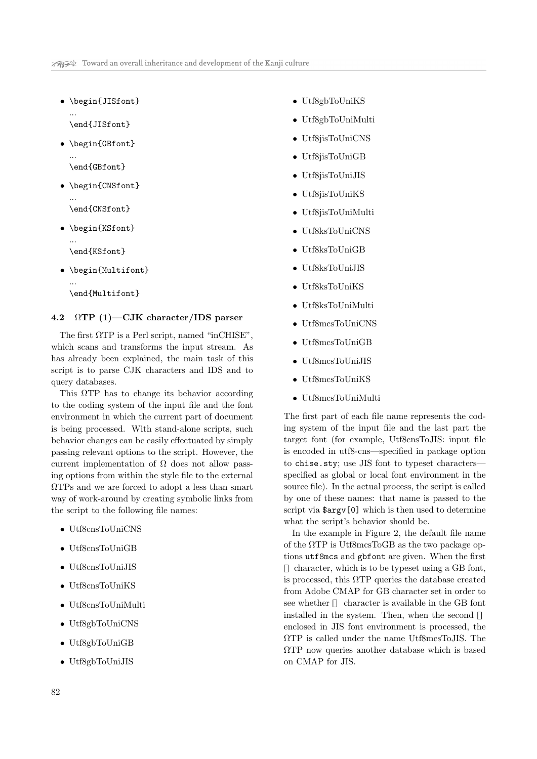- \begin{JISfont}
  ...
  \end{JISfont}
- \begin{GBfont}
  ...
  \end{GBfont}
- \begin{CNSfont}
  ...
  \end{CNSfont}
- \begin{KSfont}
  ...
  \end{KSfont}
- \begin{Multifont}
  ...
  \end{Multifont}

### 4.2 ΩTP (1)—CJK character/IDS parser

The first ΩTP is a Perl script, named "inCHISE", which scans and transforms the input stream. As has already been explained, the main task of this script is to parse CJK characters and IDS and to query databases.

This ΩTP has to change its behavior according to the coding system of the input file and the font environment in which the current part of document is being processed. With stand-alone scripts, such behavior changes can be easily effectuated by simply passing relevant options to the script. However, the current implementation of Ω does not allow passing options from within the style file to the external ΩTPs and we are forced to adopt a less than smart way of work-around by creating symbolic links from the script to the following file names:

- Utf8cnsToUniCNS
- Utf8cnsToUniGB
- Utf8cnsToUniJIS
- Utf8cnsToUniKS
- Utf8cnsToUniMulti
- Utf8gbToUniCNS
- Utf8gbToUniGB
- Utf8gbToUniJIS
- Utf8gbToUniKS
- Utf8gbToUniMulti
- Utf8jisToUniCNS
- Utf8jisToUniGB
- Utf8jisToUniJIS
- Utf8jisToUniKS
- Utf8jisToUniMulti
- Utf8ksToUniCNS
- Utf8ksToUniGB
- Utf8ksToUniJIS
- Utf8ksToUniKS
- Utf8ksToUniMulti
- Utf8mcsToUniCNS
- Utf8mcsToUniGB
- Utf8mcsToUniJIS
- Utf8mcsToUniKS
- Utf8mcsToUniMulti

The first part of each file name represents the coding system of the input file and the last part the target font (for example, Utf8cnsToJIS: input file is encoded in utf8-cns—specified in package option to `chise.sty`; use JIS font to typeset characters—specified as global or local font environment in the source file). In the actual process, the script is called by one of these names: that name is passed to the script via `$argv[0]` which is then used to determine what the script's behavior should be.

In the example in Figure 2, the default file name of the ΩTP is Utf8mcsToGB as the two package options `utf8mcs` and `gbfont` are given. When the first character, which is to be typeset using a GB font, is processed, this ΩTP queries the database created from Adobe CMAP for GB character set in order to see whether character is available in the GB font installed in the system. Then, when the second enclosed in JIS font environment is processed, the ΩTP is called under the name Utf8mcsToJIS. The ΩTP now queries another database which is based on CMAP for JIS.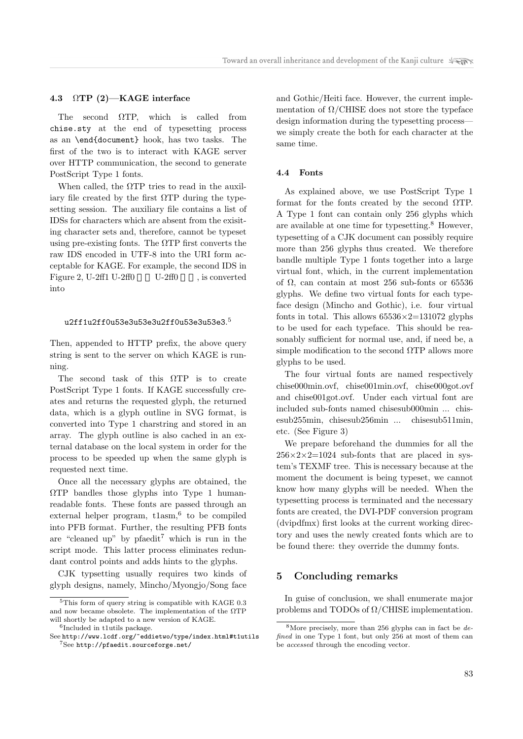### 4.3 ΩTP (2)—KAGE interface

The second ΩTP, which is called from `chise.sty` at the end of typesetting process as an `\end{document}` hook, has two tasks. The first of the two is to interact with KAGE server over HTTP communication, the second to generate PostScript Type 1 fonts.

When called, the ΩTP tries to read in the auxiliary file created by the first ΩTP during the typesetting session. The auxiliary file contains a list of IDSs for characters which are absent from the exisiting character sets and, therefore, cannot be typeset using pre-existing fonts. The ΩTP first converts the raw IDS encoded in UTF-8 into the URI form acceptable for KAGE. For example, the second IDS in Figure 2, U-2ff1 U-2ff0 U-2ff0 , is converted into

```
u2ff1u2ff0u53e3u53e3u2ff0u53e3u53e3.
```
[5]

Then, appended to HTTP prefix, the above query string is sent to the server on which KAGE is running.

The second task of this ΩTP is to create PostScript Type 1 fonts. If KAGE successfully creates and returns the requested glyph, the returned data, which is a glyph outline in SVG format, is converted into Type 1 charstring and stored in an array. The glyph outline is also cached in an external database on the local system in order for the process to be speeded up when the same glyph is requested next time.

Once all the necessary glyphs are obtained, the ΩTP bandles those glyphs into Type 1 human-readable fonts. These fonts are passed through an external helper program, t1asm,[6] to be compiled into PFB format. Further, the resulting PFB fonts are "cleaned up" by pfaedit[7] which is run in the script mode. This latter process eliminates redundant control points and adds hints to the glyphs.

CJK typsetting usually requires two kinds of glyph designs, namely, Mincho/Myongjo/Song face and Gothic/Heiti face. However, the current implementation of Ω/CHISE does not store the typeface design information during the typesetting process—we simply create the both for each character at the same time.

[5] This form of query string is compatible with KAGE 0.3 and now became obsolete. The implementation of the ΩTP will shortly be adapted to a new version of KAGE.

[6] Included in t1utils package. See `http://www.lcdf.org/~eddietwo/type/index.html#t1utils`

[7] See `http://pfaedit.sourceforge.net/`

### 4.4 Fonts

As explained above, we use PostScript Type 1 format for the fonts created by the second ΩTP. A Type 1 font can contain only 256 glyphs which are available at one time for typesetting.[8] However, typesetting of a CJK document can possibly require more than 256 glyphs thus created. We therefore bandle multiple Type 1 fonts together into a large virtual font, which, in the current implementation of Ω, can contain at most 256 sub-fonts or 65536 glyphs. We define two virtual fonts for each typeface design (Mincho and Gothic), i.e. four virtual fonts in total. This allows $65536 \times 2 = 131072$ glyphs to be used for each typeface. This should be reasonably sufficient for normal use, and, if need be, a simple modification to the second ΩTP allows more glyphs to be used.

The four virtual fonts are named respectively chise000min.ovf, chise001min.ovf, chise000got.ovf and chise001got.ovf. Under each virtual font are included sub-fonts named chisesub000min ... chisesub255min, chisesub256min ... chisesub511min, etc. (See Figure 3)

We prepare beforehand the dummies for all the $256 \times 2 \times 2 = 1024$ sub-fonts that are placed in system's TEXMF tree. This is necessary because at the moment the document is being typeset, we cannot know how many glyphs will be needed. When the typesetting process is terminated and the necessary fonts are created, the DVI-PDF conversion program (dvipdfmx) first looks at the current working directory and uses the newly created fonts which are to be found there: they override the dummy fonts.

## 5 Concluding remarks

In guise of conclusion, we shall enumerate major problems and TODOs of Ω/CHISE implementation.

[8] More precisely, more than 256 glyphs can in fact be *defined* in one Type 1 font, but only 256 at most of them can be *accessed* through the encoding vector.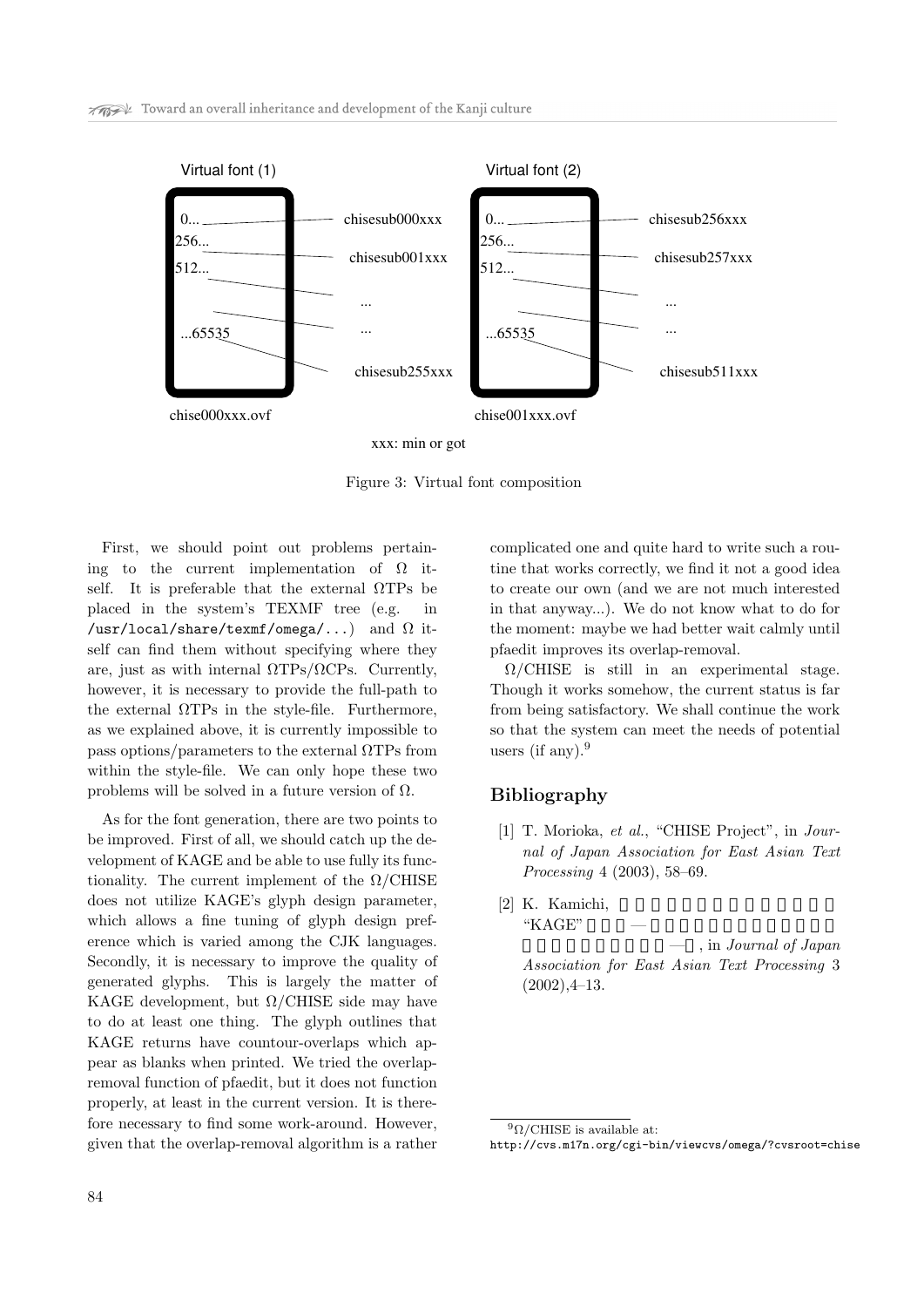Virtual font (1)

0...
256...
512...
...65535

chisesub000xxx
chisesub001xxx
...
...
chisesub255xxx

chise000xxx.ovf

Virtual font (2)

0...
256...
512...
...65535

chisesub256xxx
chisesub257xxx
...
...
chisesub511xxx

chise001xxx.ovf

xxx: min or got

Figure 3: Virtual font composition

First, we should point out problems pertaining to the current implementation of Ω itself. It is preferable that the external ΩTPs be placed in the system's TEXMF tree (e.g. in `/usr/local/share/texmf/omega/...`) and Ω itself can find them without specifying where they are, just as with internal ΩTPs/ΩCPs. Currently, however, it is necessary to provide the full-path to the external ΩTPs in the style-file. Furthermore, as we explained above, it is currently impossible to pass options/parameters to the external ΩTPs from within the style-file. We can only hope these two problems will be solved in a future version of Ω.

As for the font generation, there are two points to be improved. First of all, we should catch up the development of KAGE and be able to use fully its functionality. The current implement of the Ω/CHISE does not utilize KAGE's glyph design parameter, which allows a fine tuning of glyph design preference which is varied among the CJK languages. Secondly, it is necessary to improve the quality of generated glyphs. This is largely the matter of KAGE development, but Ω/CHISE side may have to do at least one thing. The glyph outlines that KAGE returns have countour-overlaps which appear as blanks when printed. We tried the overlap-removal function of pfaedit, but it does not function properly, at least in the current version. It is therefore necessary to find some work-around. However, given that the overlap-removal algorithm is a rather complicated one and quite hard to write such a routine that works correctly, we find it not a good idea to create our own (and we are not much interested in that anyway...). We do not know what to do for the moment: maybe we had better wait calmly until pfaedit improves its overlap-removal.

Ω/CHISE is still in an experimental stage. Though it works somehow, the current status is far from being satisfactory. We shall continue the work so that the system can meet the needs of potential users (if any).[9]

## Bibliography

[1] T. Morioka, *et al.*, "CHISE Project", in *Journal of Japan Association for East Asian Text Processing* 4 (2003), 58–69.

[2] K. Kamichi, "KAGE" — —, in *Journal of Japan Association for East Asian Text Processing* 3 (2002),4–13.

[9] Ω/CHISE is available at:
http://cvs.m17n.org/cgi-bin/viewcvs/omega/?cvsroot=chise